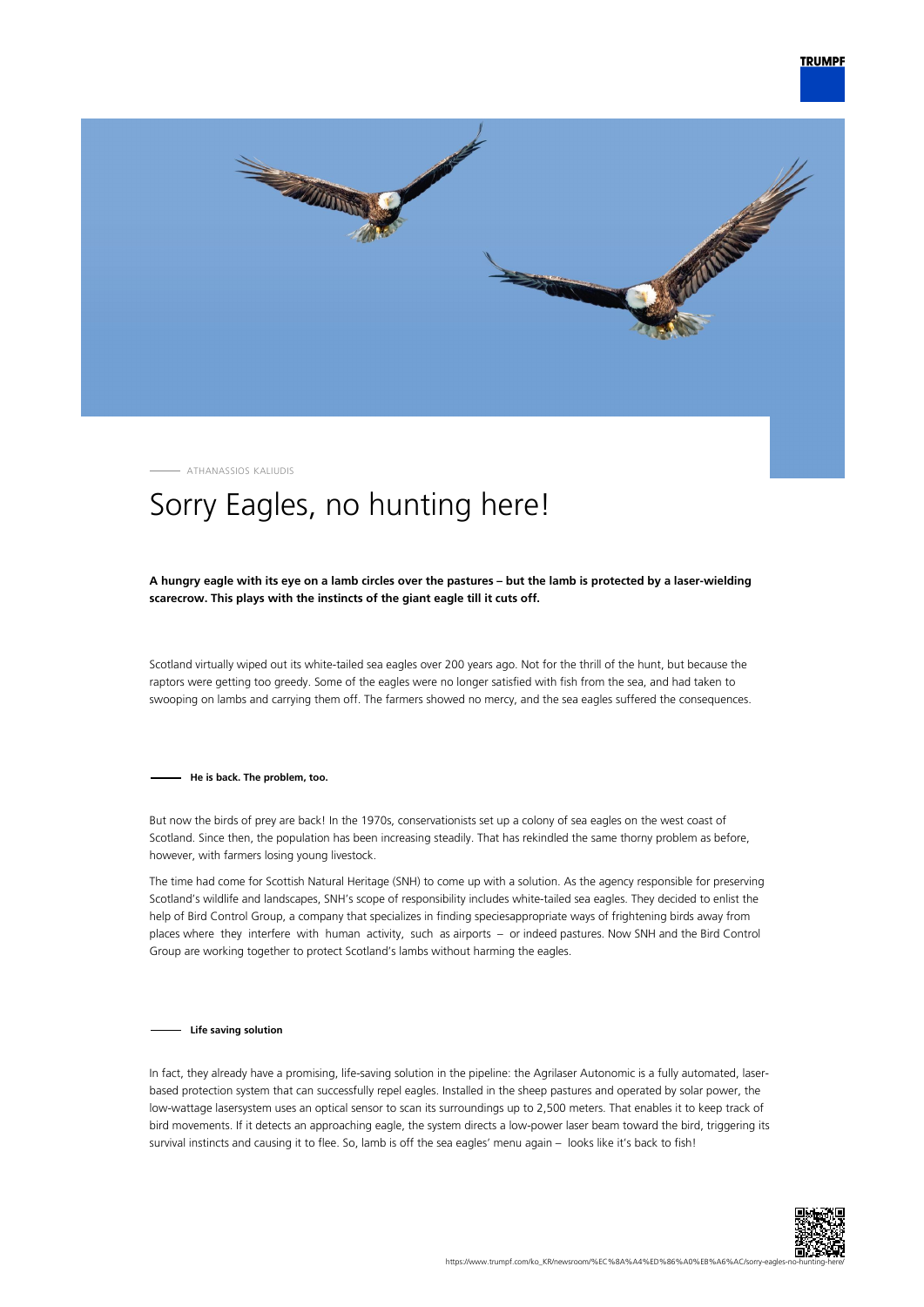ATHANASSIOS KALIUDIS

# Sorry Eagles, no hunting here!

**A hungry eagle with its eye on a lamb circles over the pastures – but the lamb is protected by a laser-wielding scarecrow. This plays with the instincts of the giant eagle till it cuts off.**

Scotland virtually wiped out its white-tailed sea eagles over 200 years ago. Not for the thrill of the hunt, but because the raptors were getting too greedy. Some of the eagles were no longer satisfied with fish from the sea, and had taken to swooping on lambs and carrying them off. The farmers showed no mercy, and the sea eagles suffered the consequences.

## He is back. The problem, too.

But now the birds of prey are back! In the 1970s, conservationists set up a colony of sea eagles on the west coast of Scotland. Since then, the population has been increasing steadily. That has rekindled the same thorny problem as before, however, with farmers losing young livestock.

The time had come for Scottish Natural Heritage (SNH) to come up with a solution. As the agency responsible for preserving Scotland's wildlife and landscapes, SNH's scope of responsibility includes white-tailed sea eagles. They decided to enlist the help of Bird Control Group, a company that specializes in finding speciesappropriate ways of frightening birds away from places where they interfere with human activity, such as airports – or indeed pastures. Now SNH and the Bird Control Group are working together to protect Scotland's lambs without harming the eagles.

## Life saving solution

In fact, they already have a promising, life-saving solution in the pipeline: the Agrilaser Autonomic is a fully automated, laser-based protection system that can successfully repel eagles. Installed in the sheep pastures and operated by solar power, the low-wattage lasersystem uses an optical sensor to scan its surroundings up to 2,500 meters. That enables it to keep track of bird movements. If it detects an approaching eagle, the system directs a low-power laser beam toward the bird, triggering its survival instincts and causing it to flee. So, lamb is off the sea eagles' menu again – looks like it's back to fish!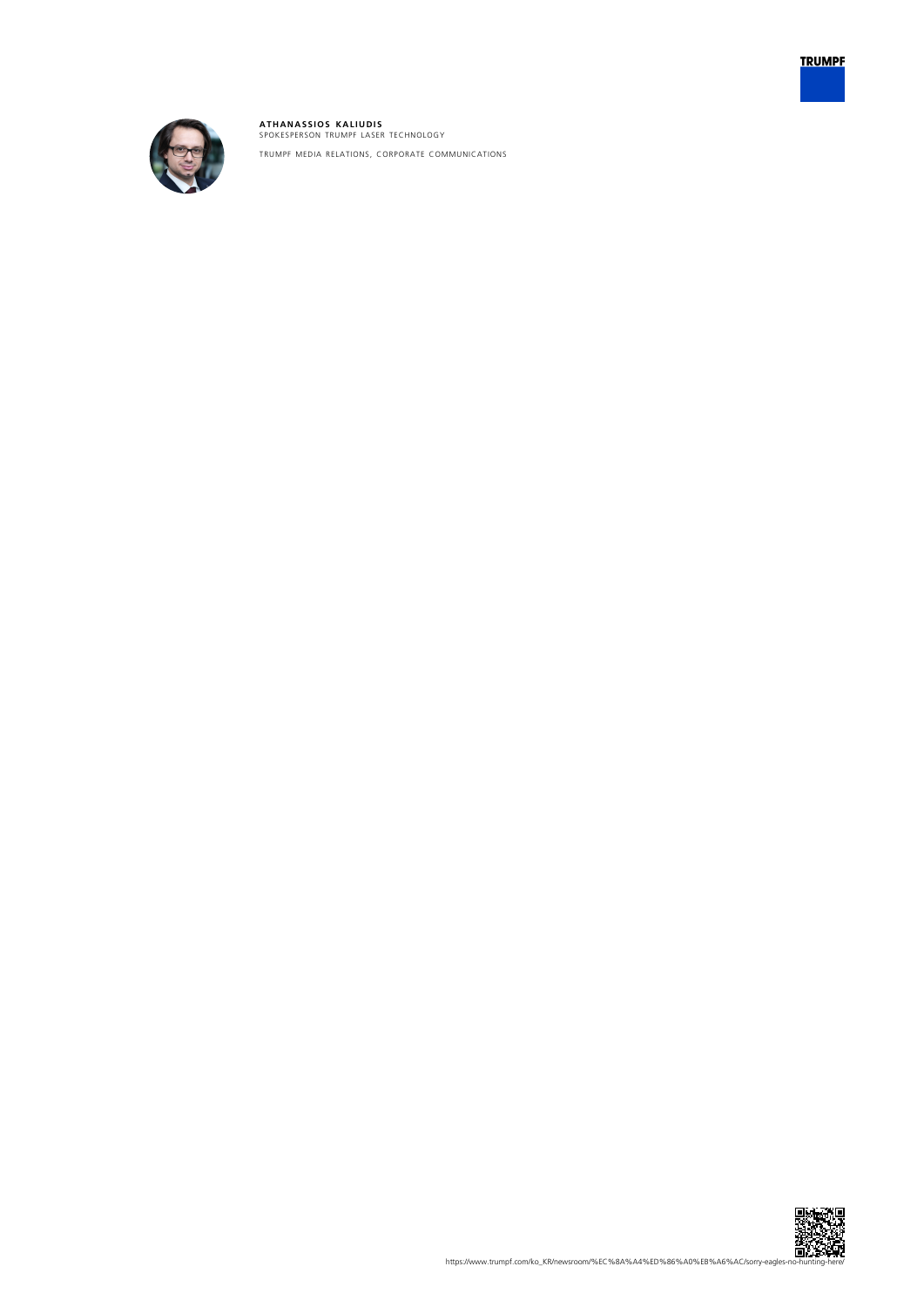**ATHANASSIOS KALIUDIS**
SPOKESPERSON TRUMPF LASER TECHNOLOGY

TRUMPF MEDIA RELATIONS, CORPORATE COMMUNICATIONS